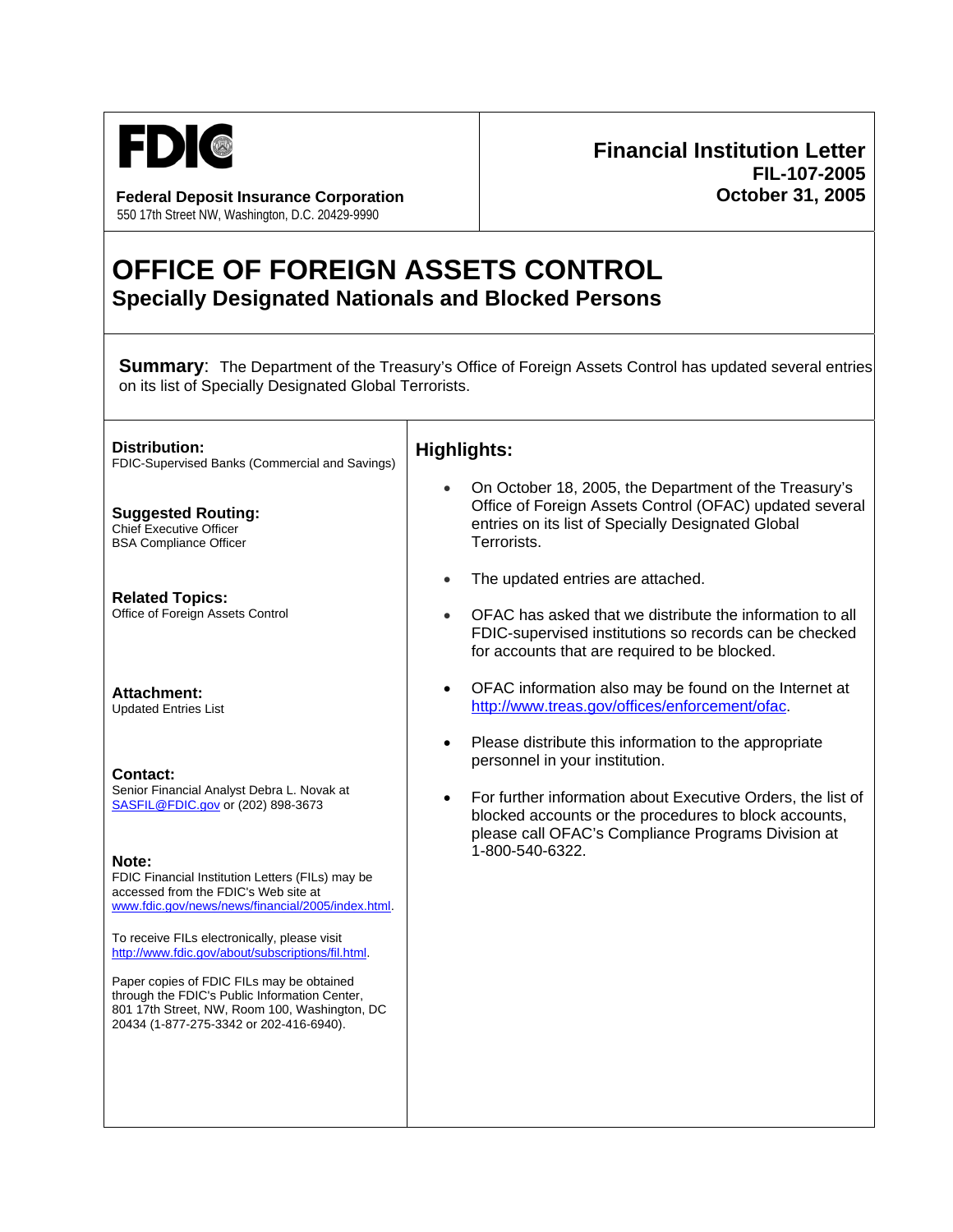FDIC

**Federal Deposit Insurance Corporation**
550 17th Street NW, Washington, D.C. 20429-9990

**Financial Institution Letter**
**FIL-107-2005**
**October 31, 2005**

# OFFICE OF FOREIGN ASSETS CONTROL

## Specially Designated Nationals and Blocked Persons

**Summary**: The Department of the Treasury's Office of Foreign Assets Control has updated several entries on its list of Specially Designated Global Terrorists.

**Distribution:**
FDIC-Supervised Banks (Commercial and Savings)

**Suggested Routing:**
Chief Executive Officer
BSA Compliance Officer

**Related Topics:**
Office of Foreign Assets Control

**Attachment:**
Updated Entries List

**Contact:**
Senior Financial Analyst Debra L. Novak at SASFIL@FDIC.gov or (202) 898-3673

**Note:**
FDIC Financial Institution Letters (FILs) may be accessed from the FDIC's Web site at www.fdic.gov/news/news/financial/2005/index.html.

To receive FILs electronically, please visit http://www.fdic.gov/about/subscriptions/fil.html.

Paper copies of FDIC FILs may be obtained through the FDIC's Public Information Center, 801 17th Street, NW, Room 100, Washington, DC 20434 (1-877-275-3342 or 202-416-6940).

### Highlights:

- On October 18, 2005, the Department of the Treasury's Office of Foreign Assets Control (OFAC) updated several entries on its list of Specially Designated Global Terrorists.
- The updated entries are attached.
- OFAC has asked that we distribute the information to all FDIC-supervised institutions so records can be checked for accounts that are required to be blocked.
- OFAC information also may be found on the Internet at http://www.treas.gov/offices/enforcement/ofac.
- Please distribute this information to the appropriate personnel in your institution.
- For further information about Executive Orders, the list of blocked accounts or the procedures to block accounts, please call OFAC's Compliance Programs Division at 1-800-540-6322.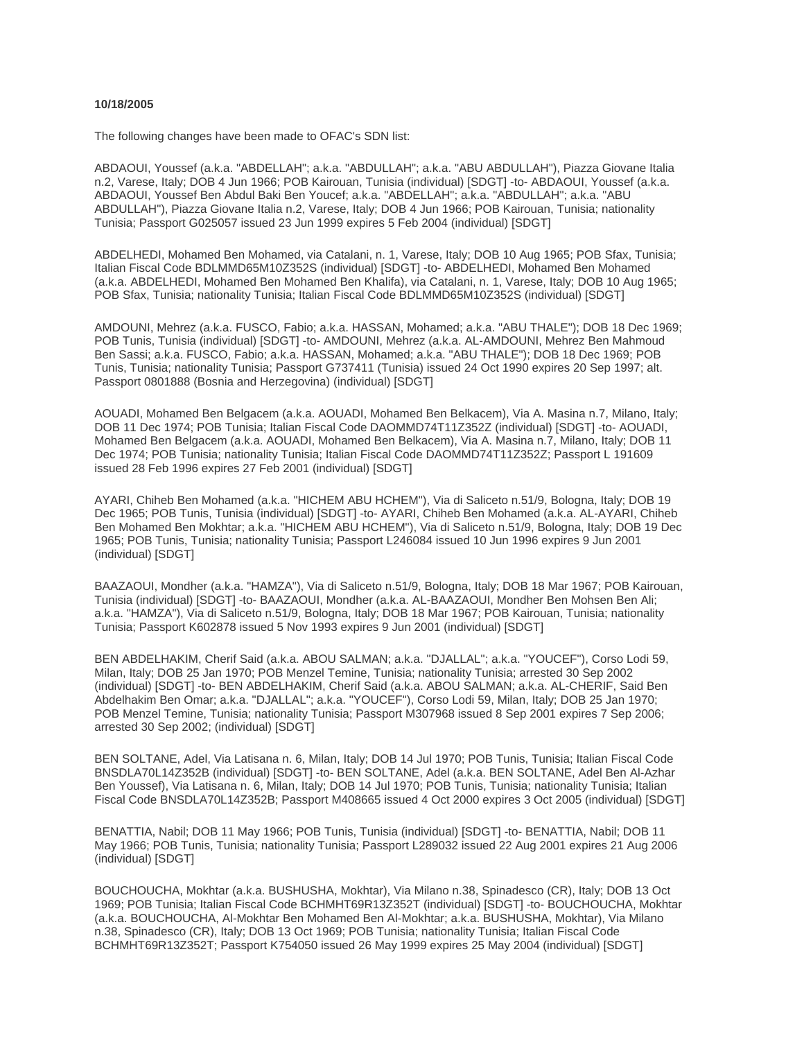**10/18/2005**

The following changes have been made to OFAC's SDN list:

ABDAOUI, Youssef (a.k.a. "ABDELLAH"; a.k.a. "ABDULLAH"; a.k.a. "ABU ABDULLAH"), Piazza Giovane Italia n.2, Varese, Italy; DOB 4 Jun 1966; POB Kairouan, Tunisia (individual) [SDGT] -to- ABDAOUI, Youssef (a.k.a. ABDAOUI, Youssef Ben Abdul Baki Ben Youcef; a.k.a. "ABDELLAH"; a.k.a. "ABDULLAH"; a.k.a. "ABU ABDULLAH"), Piazza Giovane Italia n.2, Varese, Italy; DOB 4 Jun 1966; POB Kairouan, Tunisia; nationality Tunisia; Passport G025057 issued 23 Jun 1999 expires 5 Feb 2004 (individual) [SDGT]

ABDELHEDI, Mohamed Ben Mohamed, via Catalani, n. 1, Varese, Italy; DOB 10 Aug 1965; POB Sfax, Tunisia; Italian Fiscal Code BDLMMD65M10Z352S (individual) [SDGT] -to- ABDELHEDI, Mohamed Ben Mohamed (a.k.a. ABDELHEDI, Mohamed Ben Mohamed Ben Khalifa), via Catalani, n. 1, Varese, Italy; DOB 10 Aug 1965; POB Sfax, Tunisia; nationality Tunisia; Italian Fiscal Code BDLMMD65M10Z352S (individual) [SDGT]

AMDOUNI, Mehrez (a.k.a. FUSCO, Fabio; a.k.a. HASSAN, Mohamed; a.k.a. "ABU THALE"); DOB 18 Dec 1969; POB Tunis, Tunisia (individual) [SDGT] -to- AMDOUNI, Mehrez (a.k.a. AL-AMDOUNI, Mehrez Ben Mahmoud Ben Sassi; a.k.a. FUSCO, Fabio; a.k.a. HASSAN, Mohamed; a.k.a. "ABU THALE"); DOB 18 Dec 1969; POB Tunis, Tunisia; nationality Tunisia; Passport G737411 (Tunisia) issued 24 Oct 1990 expires 20 Sep 1997; alt. Passport 0801888 (Bosnia and Herzegovina) (individual) [SDGT]

AOUADI, Mohamed Ben Belgacem (a.k.a. AOUADI, Mohamed Ben Belkacem), Via A. Masina n.7, Milano, Italy; DOB 11 Dec 1974; POB Tunisia; Italian Fiscal Code DAOMMD74T11Z352Z (individual) [SDGT] -to- AOUADI, Mohamed Ben Belgacem (a.k.a. AOUADI, Mohamed Ben Belkacem), Via A. Masina n.7, Milano, Italy; DOB 11 Dec 1974; POB Tunisia; nationality Tunisia; Italian Fiscal Code DAOMMD74T11Z352Z; Passport L 191609 issued 28 Feb 1996 expires 27 Feb 2001 (individual) [SDGT]

AYARI, Chiheb Ben Mohamed (a.k.a. "HICHEM ABU HCHEM"), Via di Saliceto n.51/9, Bologna, Italy; DOB 19 Dec 1965; POB Tunis, Tunisia (individual) [SDGT] -to- AYARI, Chiheb Ben Mohamed (a.k.a. AL-AYARI, Chiheb Ben Mohamed Ben Mokhtar; a.k.a. "HICHEM ABU HCHEM"), Via di Saliceto n.51/9, Bologna, Italy; DOB 19 Dec 1965; POB Tunis, Tunisia; nationality Tunisia; Passport L246084 issued 10 Jun 1996 expires 9 Jun 2001 (individual) [SDGT]

BAAZAOUI, Mondher (a.k.a. "HAMZA"), Via di Saliceto n.51/9, Bologna, Italy; DOB 18 Mar 1967; POB Kairouan, Tunisia (individual) [SDGT] -to- BAAZAOUI, Mondher (a.k.a. AL-BAAZAOUI, Mondher Ben Mohsen Ben Ali; a.k.a. "HAMZA"), Via di Saliceto n.51/9, Bologna, Italy; DOB 18 Mar 1967; POB Kairouan, Tunisia; nationality Tunisia; Passport K602878 issued 5 Nov 1993 expires 9 Jun 2001 (individual) [SDGT]

BEN ABDELHAKIM, Cherif Said (a.k.a. ABOU SALMAN; a.k.a. "DJALLAL"; a.k.a. "YOUCEF"), Corso Lodi 59, Milan, Italy; DOB 25 Jan 1970; POB Menzel Temine, Tunisia; nationality Tunisia; arrested 30 Sep 2002 (individual) [SDGT] -to- BEN ABDELHAKIM, Cherif Said (a.k.a. ABOU SALMAN; a.k.a. AL-CHERIF, Said Ben Abdelhakim Ben Omar; a.k.a. "DJALLAL"; a.k.a. "YOUCEF"), Corso Lodi 59, Milan, Italy; DOB 25 Jan 1970; POB Menzel Temine, Tunisia; nationality Tunisia; Passport M307968 issued 8 Sep 2001 expires 7 Sep 2006; arrested 30 Sep 2002; (individual) [SDGT]

BEN SOLTANE, Adel, Via Latisana n. 6, Milan, Italy; DOB 14 Jul 1970; POB Tunis, Tunisia; Italian Fiscal Code BNSDLA70L14Z352B (individual) [SDGT] -to- BEN SOLTANE, Adel (a.k.a. BEN SOLTANE, Adel Ben Al-Azhar Ben Youssef), Via Latisana n. 6, Milan, Italy; DOB 14 Jul 1970; POB Tunis, Tunisia; nationality Tunisia; Italian Fiscal Code BNSDLA70L14Z352B; Passport M408665 issued 4 Oct 2000 expires 3 Oct 2005 (individual) [SDGT]

BENATTIA, Nabil; DOB 11 May 1966; POB Tunis, Tunisia (individual) [SDGT] -to- BENATTIA, Nabil; DOB 11 May 1966; POB Tunis, Tunisia; nationality Tunisia; Passport L289032 issued 22 Aug 2001 expires 21 Aug 2006 (individual) [SDGT]

BOUCHOUCHA, Mokhtar (a.k.a. BUSHUSHA, Mokhtar), Via Milano n.38, Spinadesco (CR), Italy; DOB 13 Oct 1969; POB Tunisia; Italian Fiscal Code BCHMHT69R13Z352T (individual) [SDGT] -to- BOUCHOUCHA, Mokhtar (a.k.a. BOUCHOUCHA, Al-Mokhtar Ben Mohamed Ben Al-Mokhtar; a.k.a. BUSHUSHA, Mokhtar), Via Milano n.38, Spinadesco (CR), Italy; DOB 13 Oct 1969; POB Tunisia; nationality Tunisia; Italian Fiscal Code BCHMHT69R13Z352T; Passport K754050 issued 26 May 1999 expires 25 May 2004 (individual) [SDGT]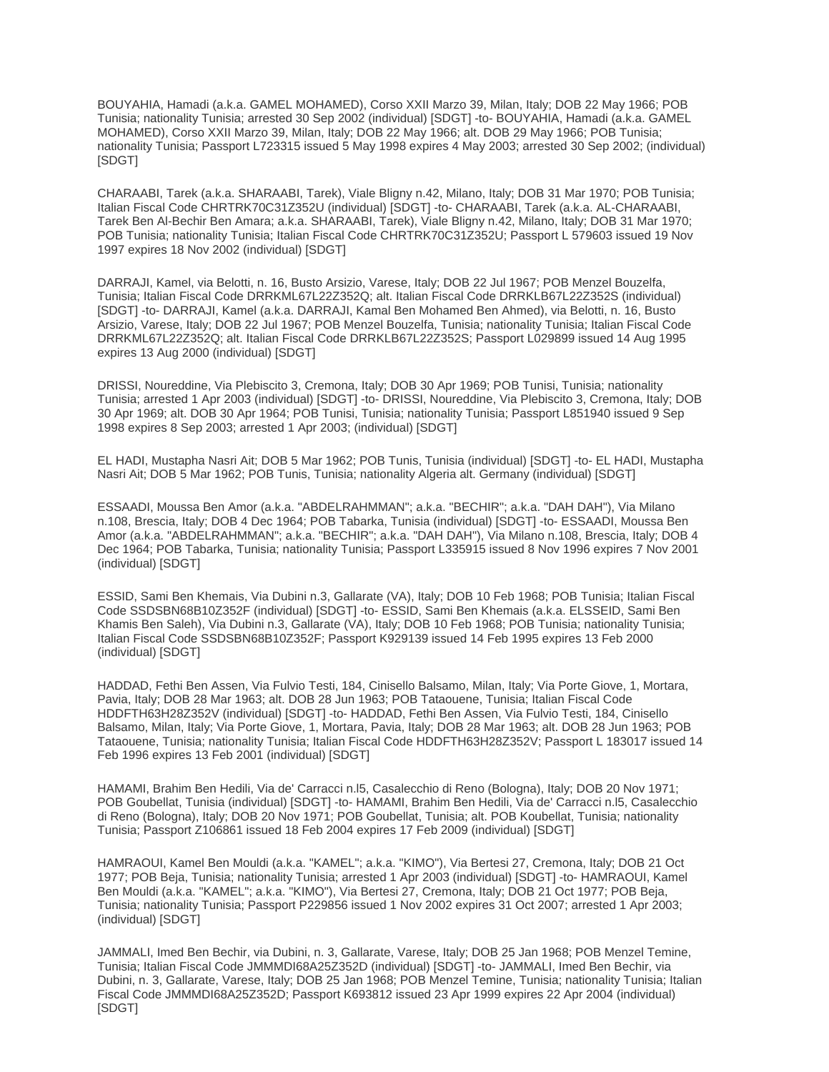BOUYAHIA, Hamadi (a.k.a. GAMEL MOHAMED), Corso XXII Marzo 39, Milan, Italy; DOB 22 May 1966; POB Tunisia; nationality Tunisia; arrested 30 Sep 2002 (individual) [SDGT] -to- BOUYAHIA, Hamadi (a.k.a. GAMEL MOHAMED), Corso XXII Marzo 39, Milan, Italy; DOB 22 May 1966; alt. DOB 29 May 1966; POB Tunisia; nationality Tunisia; Passport L723315 issued 5 May 1998 expires 4 May 2003; arrested 30 Sep 2002; (individual) [SDGT]

CHARAABI, Tarek (a.k.a. SHARAABI, Tarek), Viale Bligny n.42, Milano, Italy; DOB 31 Mar 1970; POB Tunisia; Italian Fiscal Code CHRTRK70C31Z352U (individual) [SDGT] -to- CHARAABI, Tarek (a.k.a. AL-CHARAABI, Tarek Ben Al-Bechir Ben Amara; a.k.a. SHARAABI, Tarek), Viale Bligny n.42, Milano, Italy; DOB 31 Mar 1970; POB Tunisia; nationality Tunisia; Italian Fiscal Code CHRTRK70C31Z352U; Passport L 579603 issued 19 Nov 1997 expires 18 Nov 2002 (individual) [SDGT]

DARRAJI, Kamel, via Belotti, n. 16, Busto Arsizio, Varese, Italy; DOB 22 Jul 1967; POB Menzel Bouzelfa, Tunisia; Italian Fiscal Code DRRKML67L22Z352Q; alt. Italian Fiscal Code DRRKLB67L22Z352S (individual) [SDGT] -to- DARRAJI, Kamel (a.k.a. DARRAJI, Kamal Ben Mohamed Ben Ahmed), via Belotti, n. 16, Busto Arsizio, Varese, Italy; DOB 22 Jul 1967; POB Menzel Bouzelfa, Tunisia; nationality Tunisia; Italian Fiscal Code DRRKML67L22Z352Q; alt. Italian Fiscal Code DRRKLB67L22Z352S; Passport L029899 issued 14 Aug 1995 expires 13 Aug 2000 (individual) [SDGT]

DRISSI, Noureddine, Via Plebiscito 3, Cremona, Italy; DOB 30 Apr 1969; POB Tunisi, Tunisia; nationality Tunisia; arrested 1 Apr 2003 (individual) [SDGT] -to- DRISSI, Noureddine, Via Plebiscito 3, Cremona, Italy; DOB 30 Apr 1969; alt. DOB 30 Apr 1964; POB Tunisi, Tunisia; nationality Tunisia; Passport L851940 issued 9 Sep 1998 expires 8 Sep 2003; arrested 1 Apr 2003; (individual) [SDGT]

EL HADI, Mustapha Nasri Ait; DOB 5 Mar 1962; POB Tunis, Tunisia (individual) [SDGT] -to- EL HADI, Mustapha Nasri Ait; DOB 5 Mar 1962; POB Tunis, Tunisia; nationality Algeria alt. Germany (individual) [SDGT]

ESSAADI, Moussa Ben Amor (a.k.a. "ABDELRAHMMAN"; a.k.a. "BECHIR"; a.k.a. "DAH DAH"), Via Milano n.108, Brescia, Italy; DOB 4 Dec 1964; POB Tabarka, Tunisia (individual) [SDGT] -to- ESSAADI, Moussa Ben Amor (a.k.a. "ABDELRAHMMAN"; a.k.a. "BECHIR"; a.k.a. "DAH DAH"), Via Milano n.108, Brescia, Italy; DOB 4 Dec 1964; POB Tabarka, Tunisia; nationality Tunisia; Passport L335915 issued 8 Nov 1996 expires 7 Nov 2001 (individual) [SDGT]

ESSID, Sami Ben Khemais, Via Dubini n.3, Gallarate (VA), Italy; DOB 10 Feb 1968; POB Tunisia; Italian Fiscal Code SSDSBN68B10Z352F (individual) [SDGT] -to- ESSID, Sami Ben Khemais (a.k.a. ELSSEID, Sami Ben Khamis Ben Saleh), Via Dubini n.3, Gallarate (VA), Italy; DOB 10 Feb 1968; POB Tunisia; nationality Tunisia; Italian Fiscal Code SSDSBN68B10Z352F; Passport K929139 issued 14 Feb 1995 expires 13 Feb 2000 (individual) [SDGT]

HADDAD, Fethi Ben Assen, Via Fulvio Testi, 184, Cinisello Balsamo, Milan, Italy; Via Porte Giove, 1, Mortara, Pavia, Italy; DOB 28 Mar 1963; alt. DOB 28 Jun 1963; POB Tataouene, Tunisia; Italian Fiscal Code HDDFTH63H28Z352V (individual) [SDGT] -to- HADDAD, Fethi Ben Assen, Via Fulvio Testi, 184, Cinisello Balsamo, Milan, Italy; Via Porte Giove, 1, Mortara, Pavia, Italy; DOB 28 Mar 1963; alt. DOB 28 Jun 1963; POB Tataouene, Tunisia; nationality Tunisia; Italian Fiscal Code HDDFTH63H28Z352V; Passport L 183017 issued 14 Feb 1996 expires 13 Feb 2001 (individual) [SDGT]

HAMAMI, Brahim Ben Hedili, Via de' Carracci n.l5, Casalecchio di Reno (Bologna), Italy; DOB 20 Nov 1971; POB Goubellat, Tunisia (individual) [SDGT] -to- HAMAMI, Brahim Ben Hedili, Via de' Carracci n.l5, Casalecchio di Reno (Bologna), Italy; DOB 20 Nov 1971; POB Goubellat, Tunisia; alt. POB Koubellat, Tunisia; nationality Tunisia; Passport Z106861 issued 18 Feb 2004 expires 17 Feb 2009 (individual) [SDGT]

HAMRAOUI, Kamel Ben Mouldi (a.k.a. "KAMEL"; a.k.a. "KIMO"), Via Bertesi 27, Cremona, Italy; DOB 21 Oct 1977; POB Beja, Tunisia; nationality Tunisia; arrested 1 Apr 2003 (individual) [SDGT] -to- HAMRAOUI, Kamel Ben Mouldi (a.k.a. "KAMEL"; a.k.a. "KIMO"), Via Bertesi 27, Cremona, Italy; DOB 21 Oct 1977; POB Beja, Tunisia; nationality Tunisia; Passport P229856 issued 1 Nov 2002 expires 31 Oct 2007; arrested 1 Apr 2003; (individual) [SDGT]

JAMMALI, Imed Ben Bechir, via Dubini, n. 3, Gallarate, Varese, Italy; DOB 25 Jan 1968; POB Menzel Temine, Tunisia; Italian Fiscal Code JMMMDI68A25Z352D (individual) [SDGT] -to- JAMMALI, Imed Ben Bechir, via Dubini, n. 3, Gallarate, Varese, Italy; DOB 25 Jan 1968; POB Menzel Temine, Tunisia; nationality Tunisia; Italian Fiscal Code JMMMDI68A25Z352D; Passport K693812 issued 23 Apr 1999 expires 22 Apr 2004 (individual) [SDGT]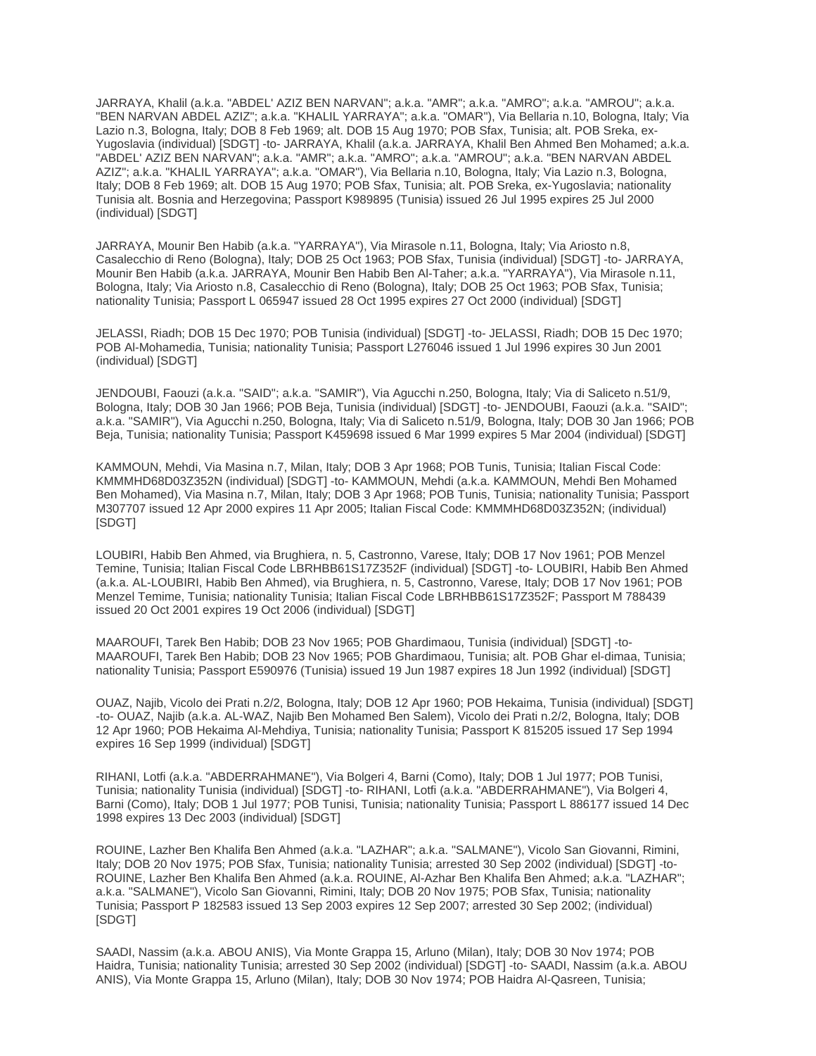JARRAYA, Khalil (a.k.a. "ABDEL' AZIZ BEN NARVAN"; a.k.a. "AMR"; a.k.a. "AMRO"; a.k.a. "AMROU"; a.k.a. "BEN NARVAN ABDEL AZIZ"; a.k.a. "KHALIL YARRAYA"; a.k.a. "OMAR"), Via Bellaria n.10, Bologna, Italy; Via Lazio n.3, Bologna, Italy; DOB 8 Feb 1969; alt. DOB 15 Aug 1970; POB Sfax, Tunisia; alt. POB Sreka, ex-Yugoslavia (individual) [SDGT] -to- JARRAYA, Khalil (a.k.a. JARRAYA, Khalil Ben Ahmed Ben Mohamed; a.k.a. "ABDEL' AZIZ BEN NARVAN"; a.k.a. "AMR"; a.k.a. "AMRO"; a.k.a. "AMROU"; a.k.a. "BEN NARVAN ABDEL AZIZ"; a.k.a. "KHALIL YARRAYA"; a.k.a. "OMAR"), Via Bellaria n.10, Bologna, Italy; Via Lazio n.3, Bologna, Italy; DOB 8 Feb 1969; alt. DOB 15 Aug 1970; POB Sfax, Tunisia; alt. POB Sreka, ex-Yugoslavia; nationality Tunisia alt. Bosnia and Herzegovina; Passport K989895 (Tunisia) issued 26 Jul 1995 expires 25 Jul 2000 (individual) [SDGT]

JARRAYA, Mounir Ben Habib (a.k.a. "YARRAYA"), Via Mirasole n.11, Bologna, Italy; Via Ariosto n.8, Casalecchio di Reno (Bologna), Italy; DOB 25 Oct 1963; POB Sfax, Tunisia (individual) [SDGT] -to- JARRAYA, Mounir Ben Habib (a.k.a. JARRAYA, Mounir Ben Habib Ben Al-Taher; a.k.a. "YARRAYA"), Via Mirasole n.11, Bologna, Italy; Via Ariosto n.8, Casalecchio di Reno (Bologna), Italy; DOB 25 Oct 1963; POB Sfax, Tunisia; nationality Tunisia; Passport L 065947 issued 28 Oct 1995 expires 27 Oct 2000 (individual) [SDGT]

JELASSI, Riadh; DOB 15 Dec 1970; POB Tunisia (individual) [SDGT] -to- JELASSI, Riadh; DOB 15 Dec 1970; POB Al-Mohamedia, Tunisia; nationality Tunisia; Passport L276046 issued 1 Jul 1996 expires 30 Jun 2001 (individual) [SDGT]

JENDOUBI, Faouzi (a.k.a. "SAID"; a.k.a. "SAMIR"), Via Agucchi n.250, Bologna, Italy; Via di Saliceto n.51/9, Bologna, Italy; DOB 30 Jan 1966; POB Beja, Tunisia (individual) [SDGT] -to- JENDOUBI, Faouzi (a.k.a. "SAID"; a.k.a. "SAMIR"), Via Agucchi n.250, Bologna, Italy; Via di Saliceto n.51/9, Bologna, Italy; DOB 30 Jan 1966; POB Beja, Tunisia; nationality Tunisia; Passport K459698 issued 6 Mar 1999 expires 5 Mar 2004 (individual) [SDGT]

KAMMOUN, Mehdi, Via Masina n.7, Milan, Italy; DOB 3 Apr 1968; POB Tunis, Tunisia; Italian Fiscal Code: KMMMHD68D03Z352N (individual) [SDGT] -to- KAMMOUN, Mehdi (a.k.a. KAMMOUN, Mehdi Ben Mohamed Ben Mohamed), Via Masina n.7, Milan, Italy; DOB 3 Apr 1968; POB Tunis, Tunisia; nationality Tunisia; Passport M307707 issued 12 Apr 2000 expires 11 Apr 2005; Italian Fiscal Code: KMMMHD68D03Z352N; (individual) [SDGT]

LOUBIRI, Habib Ben Ahmed, via Brughiera, n. 5, Castronno, Varese, Italy; DOB 17 Nov 1961; POB Menzel Temine, Tunisia; Italian Fiscal Code LBRHBB61S17Z352F (individual) [SDGT] -to- LOUBIRI, Habib Ben Ahmed (a.k.a. AL-LOUBIRI, Habib Ben Ahmed), via Brughiera, n. 5, Castronno, Varese, Italy; DOB 17 Nov 1961; POB Menzel Temime, Tunisia; nationality Tunisia; Italian Fiscal Code LBRHBB61S17Z352F; Passport M 788439 issued 20 Oct 2001 expires 19 Oct 2006 (individual) [SDGT]

MAAROUFI, Tarek Ben Habib; DOB 23 Nov 1965; POB Ghardimaou, Tunisia (individual) [SDGT] -to- MAAROUFI, Tarek Ben Habib; DOB 23 Nov 1965; POB Ghardimaou, Tunisia; alt. POB Ghar el-dimaa, Tunisia; nationality Tunisia; Passport E590976 (Tunisia) issued 19 Jun 1987 expires 18 Jun 1992 (individual) [SDGT]

OUAZ, Najib, Vicolo dei Prati n.2/2, Bologna, Italy; DOB 12 Apr 1960; POB Hekaima, Tunisia (individual) [SDGT] -to- OUAZ, Najib (a.k.a. AL-WAZ, Najib Ben Mohamed Ben Salem), Vicolo dei Prati n.2/2, Bologna, Italy; DOB 12 Apr 1960; POB Hekaima Al-Mehdiya, Tunisia; nationality Tunisia; Passport K 815205 issued 17 Sep 1994 expires 16 Sep 1999 (individual) [SDGT]

RIHANI, Lotfi (a.k.a. "ABDERRAHMANE"), Via Bolgeri 4, Barni (Como), Italy; DOB 1 Jul 1977; POB Tunisi, Tunisia; nationality Tunisia (individual) [SDGT] -to- RIHANI, Lotfi (a.k.a. "ABDERRAHMANE"), Via Bolgeri 4, Barni (Como), Italy; DOB 1 Jul 1977; POB Tunisi, Tunisia; nationality Tunisia; Passport L 886177 issued 14 Dec 1998 expires 13 Dec 2003 (individual) [SDGT]

ROUINE, Lazher Ben Khalifa Ben Ahmed (a.k.a. "LAZHAR"; a.k.a. "SALMANE"), Vicolo San Giovanni, Rimini, Italy; DOB 20 Nov 1975; POB Sfax, Tunisia; nationality Tunisia; arrested 30 Sep 2002 (individual) [SDGT] -to- ROUINE, Lazher Ben Khalifa Ben Ahmed (a.k.a. ROUINE, Al-Azhar Ben Khalifa Ben Ahmed; a.k.a. "LAZHAR"; a.k.a. "SALMANE"), Vicolo San Giovanni, Rimini, Italy; DOB 20 Nov 1975; POB Sfax, Tunisia; nationality Tunisia; Passport P 182583 issued 13 Sep 2003 expires 12 Sep 2007; arrested 30 Sep 2002; (individual) [SDGT]

SAADI, Nassim (a.k.a. ABOU ANIS), Via Monte Grappa 15, Arluno (Milan), Italy; DOB 30 Nov 1974; POB Haidra, Tunisia; nationality Tunisia; arrested 30 Sep 2002 (individual) [SDGT] -to- SAADI, Nassim (a.k.a. ABOU ANIS), Via Monte Grappa 15, Arluno (Milan), Italy; DOB 30 Nov 1974; POB Haidra Al-Qasreen, Tunisia;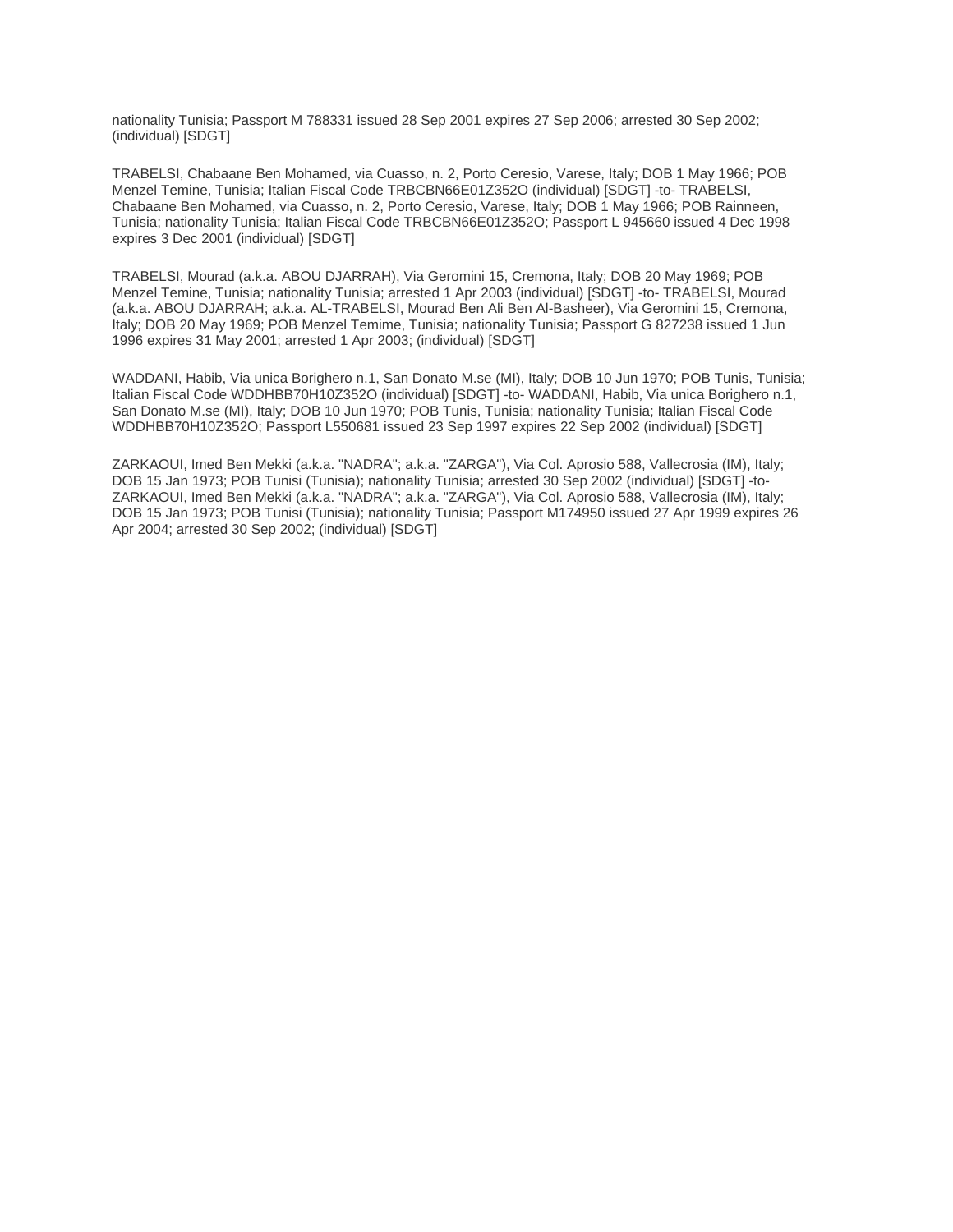nationality Tunisia; Passport M 788331 issued 28 Sep 2001 expires 27 Sep 2006; arrested 30 Sep 2002; (individual) [SDGT]

TRABELSI, Chabaane Ben Mohamed, via Cuasso, n. 2, Porto Ceresio, Varese, Italy; DOB 1 May 1966; POB Menzel Temine, Tunisia; Italian Fiscal Code TRBCBN66E01Z352O (individual) [SDGT] -to- TRABELSI, Chabaane Ben Mohamed, via Cuasso, n. 2, Porto Ceresio, Varese, Italy; DOB 1 May 1966; POB Rainneen, Tunisia; nationality Tunisia; Italian Fiscal Code TRBCBN66E01Z352O; Passport L 945660 issued 4 Dec 1998 expires 3 Dec 2001 (individual) [SDGT]

TRABELSI, Mourad (a.k.a. ABOU DJARRAH), Via Geromini 15, Cremona, Italy; DOB 20 May 1969; POB Menzel Temine, Tunisia; nationality Tunisia; arrested 1 Apr 2003 (individual) [SDGT] -to- TRABELSI, Mourad (a.k.a. ABOU DJARRAH; a.k.a. AL-TRABELSI, Mourad Ben Ali Ben Al-Basheer), Via Geromini 15, Cremona, Italy; DOB 20 May 1969; POB Menzel Temime, Tunisia; nationality Tunisia; Passport G 827238 issued 1 Jun 1996 expires 31 May 2001; arrested 1 Apr 2003; (individual) [SDGT]

WADDANI, Habib, Via unica Borighero n.1, San Donato M.se (MI), Italy; DOB 10 Jun 1970; POB Tunis, Tunisia; Italian Fiscal Code WDDHBB70H10Z352O (individual) [SDGT] -to- WADDANI, Habib, Via unica Borighero n.1, San Donato M.se (MI), Italy; DOB 10 Jun 1970; POB Tunis, Tunisia; nationality Tunisia; Italian Fiscal Code WDDHBB70H10Z352O; Passport L550681 issued 23 Sep 1997 expires 22 Sep 2002 (individual) [SDGT]

ZARKAOUI, Imed Ben Mekki (a.k.a. "NADRA"; a.k.a. "ZARGA"), Via Col. Aprosio 588, Vallecrosia (IM), Italy; DOB 15 Jan 1973; POB Tunisi (Tunisia); nationality Tunisia; arrested 30 Sep 2002 (individual) [SDGT] -to- ZARKAOUI, Imed Ben Mekki (a.k.a. "NADRA"; a.k.a. "ZARGA"), Via Col. Aprosio 588, Vallecrosia (IM), Italy; DOB 15 Jan 1973; POB Tunisi (Tunisia); nationality Tunisia; Passport M174950 issued 27 Apr 1999 expires 26 Apr 2004; arrested 30 Sep 2002; (individual) [SDGT]